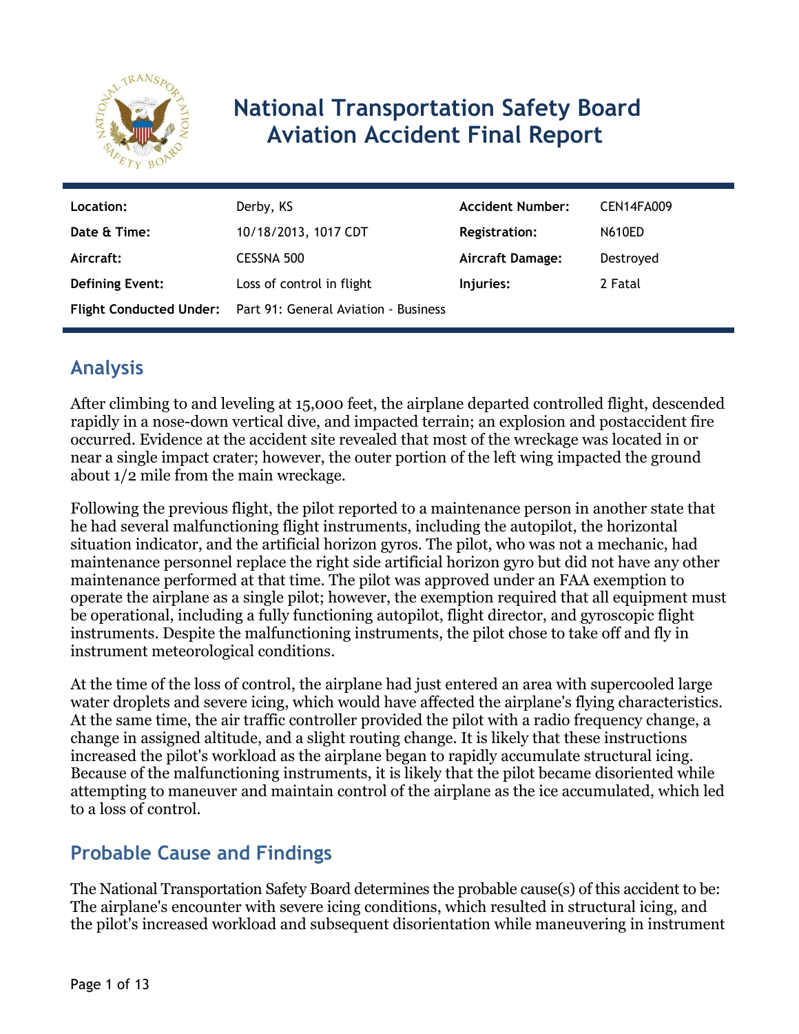# National Transportation Safety Board Aviation Accident Final Report

| Location: | Derby, KS | Accident Number: | CEN14FA009 |
| --- | --- | --- | --- |
| Date & Time: | 10/18/2013, 1017 CDT | Registration: | N610ED |
| Aircraft: | CESSNA 500 | Aircraft Damage: | Destroyed |
| Defining Event: | Loss of control in flight | Injuries: | 2 Fatal |
| Flight Conducted Under: | Part 91: General Aviation - Business | | |

## Analysis

After climbing to and leveling at 15,000 feet, the airplane departed controlled flight, descended rapidly in a nose-down vertical dive, and impacted terrain; an explosion and postaccident fire occurred. Evidence at the accident site revealed that most of the wreckage was located in or near a single impact crater; however, the outer portion of the left wing impacted the ground about 1/2 mile from the main wreckage.

Following the previous flight, the pilot reported to a maintenance person in another state that he had several malfunctioning flight instruments, including the autopilot, the horizontal situation indicator, and the artificial horizon gyros. The pilot, who was not a mechanic, had maintenance personnel replace the right side artificial horizon gyro but did not have any other maintenance performed at that time. The pilot was approved under an FAA exemption to operate the airplane as a single pilot; however, the exemption required that all equipment must be operational, including a fully functioning autopilot, flight director, and gyroscopic flight instruments. Despite the malfunctioning instruments, the pilot chose to take off and fly in instrument meteorological conditions.

At the time of the loss of control, the airplane had just entered an area with supercooled large water droplets and severe icing, which would have affected the airplane's flying characteristics. At the same time, the air traffic controller provided the pilot with a radio frequency change, a change in assigned altitude, and a slight routing change. It is likely that these instructions increased the pilot's workload as the airplane began to rapidly accumulate structural icing. Because of the malfunctioning instruments, it is likely that the pilot became disoriented while attempting to maneuver and maintain control of the airplane as the ice accumulated, which led to a loss of control.

## Probable Cause and Findings

The National Transportation Safety Board determines the probable cause(s) of this accident to be:
The airplane's encounter with severe icing conditions, which resulted in structural icing, and the pilot's increased workload and subsequent disorientation while maneuvering in instrument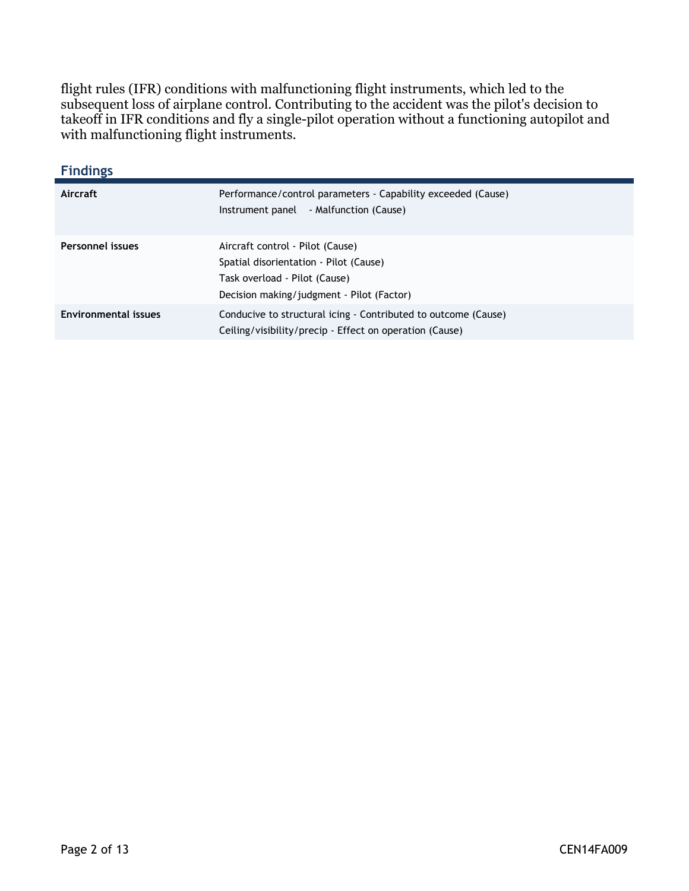flight rules (IFR) conditions with malfunctioning flight instruments, which led to the subsequent loss of airplane control. Contributing to the accident was the pilot's decision to takeoff in IFR conditions and fly a single-pilot operation without a functioning autopilot and with malfunctioning flight instruments.

## Findings

| | |
|---|---|
| **Aircraft** | Performance/control parameters - Capability exceeded (Cause)<br>Instrument panel - Malfunction (Cause) |
| **Personnel issues** | Aircraft control - Pilot (Cause)<br>Spatial disorientation - Pilot (Cause)<br>Task overload - Pilot (Cause)<br>Decision making/judgment - Pilot (Factor) |
| **Environmental issues** | Conducive to structural icing - Contributed to outcome (Cause)<br>Ceiling/visibility/precip - Effect on operation (Cause) |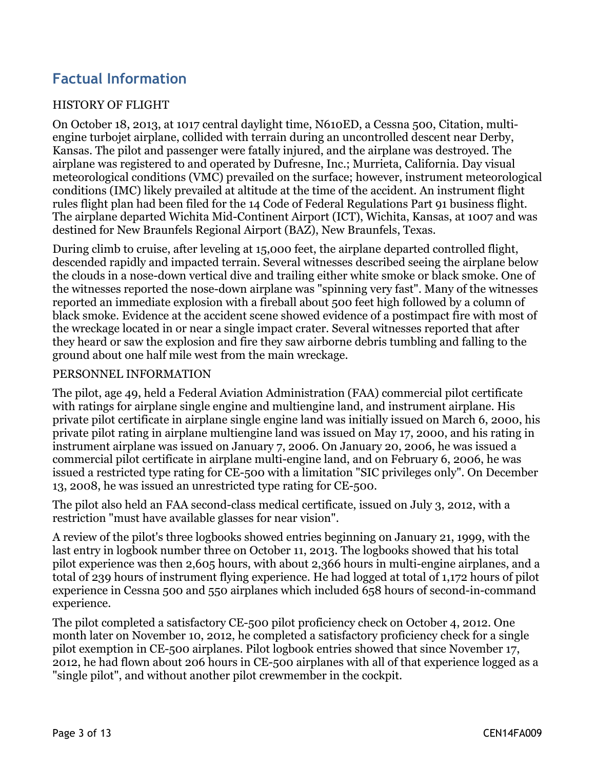## Factual Information

HISTORY OF FLIGHT

On October 18, 2013, at 1017 central daylight time, N610ED, a Cessna 500, Citation, multi-engine turbojet airplane, collided with terrain during an uncontrolled descent near Derby, Kansas. The pilot and passenger were fatally injured, and the airplane was destroyed. The airplane was registered to and operated by Dufresne, Inc.; Murrieta, California. Day visual meteorological conditions (VMC) prevailed on the surface; however, instrument meteorological conditions (IMC) likely prevailed at altitude at the time of the accident. An instrument flight rules flight plan had been filed for the 14 Code of Federal Regulations Part 91 business flight. The airplane departed Wichita Mid-Continent Airport (ICT), Wichita, Kansas, at 1007 and was destined for New Braunfels Regional Airport (BAZ), New Braunfels, Texas.

During climb to cruise, after leveling at 15,000 feet, the airplane departed controlled flight, descended rapidly and impacted terrain. Several witnesses described seeing the airplane below the clouds in a nose-down vertical dive and trailing either white smoke or black smoke. One of the witnesses reported the nose-down airplane was "spinning very fast". Many of the witnesses reported an immediate explosion with a fireball about 500 feet high followed by a column of black smoke. Evidence at the accident scene showed evidence of a postimpact fire with most of the wreckage located in or near a single impact crater. Several witnesses reported that after they heard or saw the explosion and fire they saw airborne debris tumbling and falling to the ground about one half mile west from the main wreckage.

PERSONNEL INFORMATION

The pilot, age 49, held a Federal Aviation Administration (FAA) commercial pilot certificate with ratings for airplane single engine and multiengine land, and instrument airplane. His private pilot certificate in airplane single engine land was initially issued on March 6, 2000, his private pilot rating in airplane multiengine land was issued on May 17, 2000, and his rating in instrument airplane was issued on January 7, 2006. On January 20, 2006, he was issued a commercial pilot certificate in airplane multi-engine land, and on February 6, 2006, he was issued a restricted type rating for CE-500 with a limitation "SIC privileges only". On December 13, 2008, he was issued an unrestricted type rating for CE-500.

The pilot also held an FAA second-class medical certificate, issued on July 3, 2012, with a restriction "must have available glasses for near vision".

A review of the pilot's three logbooks showed entries beginning on January 21, 1999, with the last entry in logbook number three on October 11, 2013. The logbooks showed that his total pilot experience was then 2,605 hours, with about 2,366 hours in multi-engine airplanes, and a total of 239 hours of instrument flying experience. He had logged at total of 1,172 hours of pilot experience in Cessna 500 and 550 airplanes which included 658 hours of second-in-command experience.

The pilot completed a satisfactory CE-500 pilot proficiency check on October 4, 2012. One month later on November 10, 2012, he completed a satisfactory proficiency check for a single pilot exemption in CE-500 airplanes. Pilot logbook entries showed that since November 17, 2012, he had flown about 206 hours in CE-500 airplanes with all of that experience logged as a "single pilot", and without another pilot crewmember in the cockpit.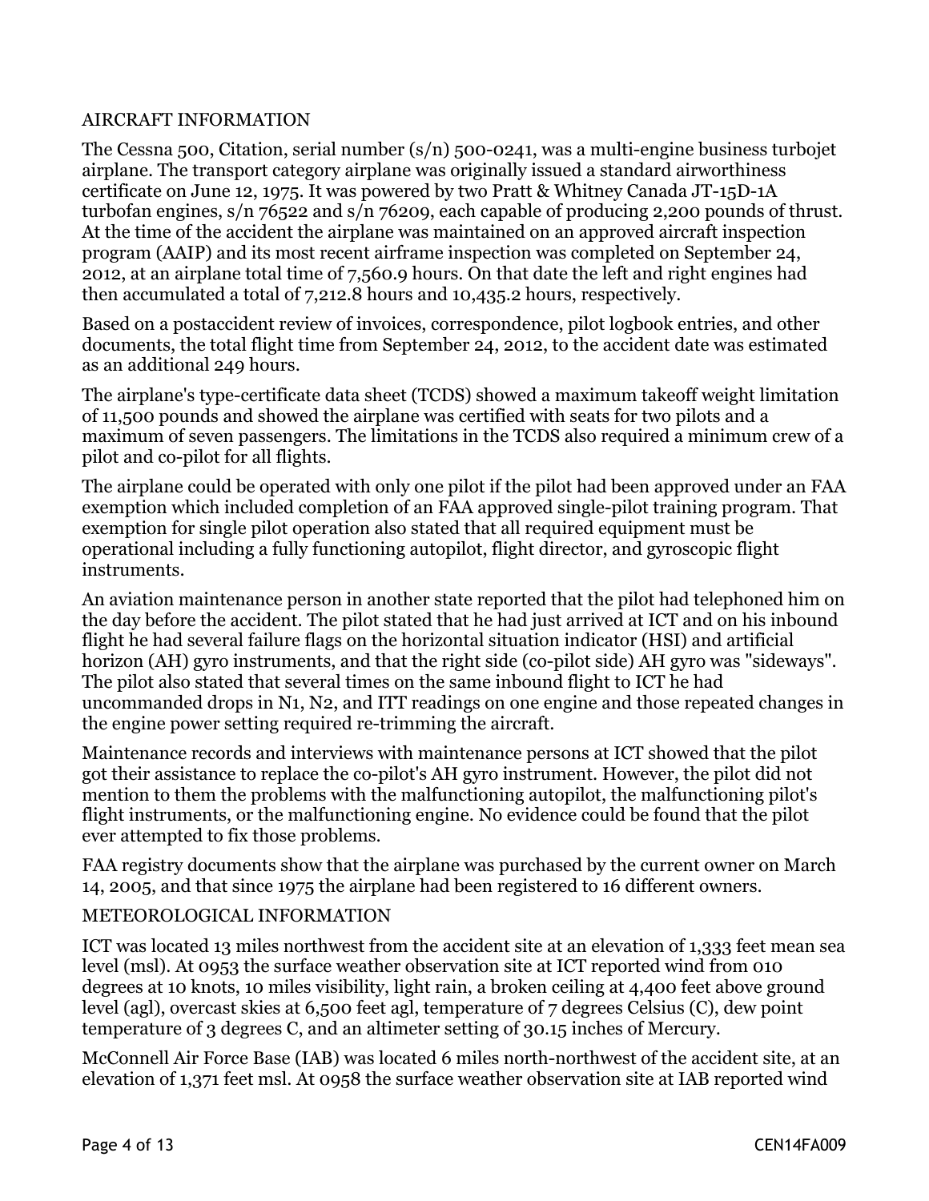## AIRCRAFT INFORMATION

The Cessna 500, Citation, serial number (s/n) 500-0241, was a multi-engine business turbojet airplane. The transport category airplane was originally issued a standard airworthiness certificate on June 12, 1975. It was powered by two Pratt & Whitney Canada JT-15D-1A turbofan engines, s/n 76522 and s/n 76209, each capable of producing 2,200 pounds of thrust. At the time of the accident the airplane was maintained on an approved aircraft inspection program (AAIP) and its most recent airframe inspection was completed on September 24, 2012, at an airplane total time of 7,560.9 hours. On that date the left and right engines had then accumulated a total of 7,212.8 hours and 10,435.2 hours, respectively.

Based on a postaccident review of invoices, correspondence, pilot logbook entries, and other documents, the total flight time from September 24, 2012, to the accident date was estimated as an additional 249 hours.

The airplane's type-certificate data sheet (TCDS) showed a maximum takeoff weight limitation of 11,500 pounds and showed the airplane was certified with seats for two pilots and a maximum of seven passengers. The limitations in the TCDS also required a minimum crew of a pilot and co-pilot for all flights.

The airplane could be operated with only one pilot if the pilot had been approved under an FAA exemption which included completion of an FAA approved single-pilot training program. That exemption for single pilot operation also stated that all required equipment must be operational including a fully functioning autopilot, flight director, and gyroscopic flight instruments.

An aviation maintenance person in another state reported that the pilot had telephoned him on the day before the accident. The pilot stated that he had just arrived at ICT and on his inbound flight he had several failure flags on the horizontal situation indicator (HSI) and artificial horizon (AH) gyro instruments, and that the right side (co-pilot side) AH gyro was "sideways". The pilot also stated that several times on the same inbound flight to ICT he had uncommanded drops in N1, N2, and ITT readings on one engine and those repeated changes in the engine power setting required re-trimming the aircraft.

Maintenance records and interviews with maintenance persons at ICT showed that the pilot got their assistance to replace the co-pilot's AH gyro instrument. However, the pilot did not mention to them the problems with the malfunctioning autopilot, the malfunctioning pilot's flight instruments, or the malfunctioning engine. No evidence could be found that the pilot ever attempted to fix those problems.

FAA registry documents show that the airplane was purchased by the current owner on March 14, 2005, and that since 1975 the airplane had been registered to 16 different owners.

## METEOROLOGICAL INFORMATION

ICT was located 13 miles northwest from the accident site at an elevation of 1,333 feet mean sea level (msl). At 0953 the surface weather observation site at ICT reported wind from 010 degrees at 10 knots, 10 miles visibility, light rain, a broken ceiling at 4,400 feet above ground level (agl), overcast skies at 6,500 feet agl, temperature of 7 degrees Celsius (C), dew point temperature of 3 degrees C, and an altimeter setting of 30.15 inches of Mercury.

McConnell Air Force Base (IAB) was located 6 miles north-northwest of the accident site, at an elevation of 1,371 feet msl. At 0958 the surface weather observation site at IAB reported wind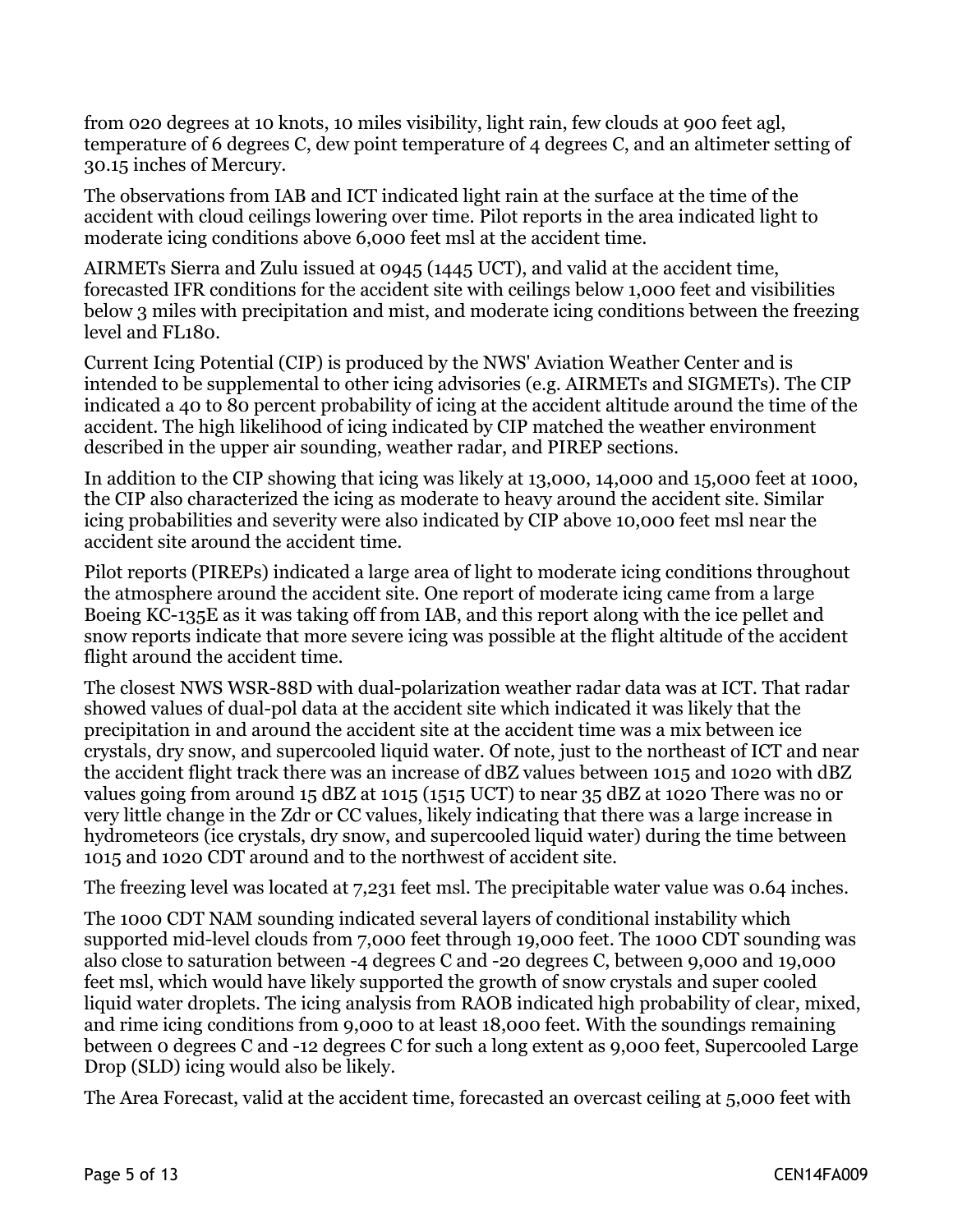from 020 degrees at 10 knots, 10 miles visibility, light rain, few clouds at 900 feet agl, temperature of 6 degrees C, dew point temperature of 4 degrees C, and an altimeter setting of 30.15 inches of Mercury.

The observations from IAB and ICT indicated light rain at the surface at the time of the accident with cloud ceilings lowering over time. Pilot reports in the area indicated light to moderate icing conditions above 6,000 feet msl at the accident time.

AIRMETs Sierra and Zulu issued at 0945 (1445 UCT), and valid at the accident time, forecasted IFR conditions for the accident site with ceilings below 1,000 feet and visibilities below 3 miles with precipitation and mist, and moderate icing conditions between the freezing level and FL180.

Current Icing Potential (CIP) is produced by the NWS' Aviation Weather Center and is intended to be supplemental to other icing advisories (e.g. AIRMETs and SIGMETs). The CIP indicated a 40 to 80 percent probability of icing at the accident altitude around the time of the accident. The high likelihood of icing indicated by CIP matched the weather environment described in the upper air sounding, weather radar, and PIREP sections.

In addition to the CIP showing that icing was likely at 13,000, 14,000 and 15,000 feet at 1000, the CIP also characterized the icing as moderate to heavy around the accident site. Similar icing probabilities and severity were also indicated by CIP above 10,000 feet msl near the accident site around the accident time.

Pilot reports (PIREPs) indicated a large area of light to moderate icing conditions throughout the atmosphere around the accident site. One report of moderate icing came from a large Boeing KC-135E as it was taking off from IAB, and this report along with the ice pellet and snow reports indicate that more severe icing was possible at the flight altitude of the accident flight around the accident time.

The closest NWS WSR-88D with dual-polarization weather radar data was at ICT. That radar showed values of dual-pol data at the accident site which indicated it was likely that the precipitation in and around the accident site at the accident time was a mix between ice crystals, dry snow, and supercooled liquid water. Of note, just to the northeast of ICT and near the accident flight track there was an increase of dBZ values between 1015 and 1020 with dBZ values going from around 15 dBZ at 1015 (1515 UCT) to near 35 dBZ at 1020 There was no or very little change in the Zdr or CC values, likely indicating that there was a large increase in hydrometeors (ice crystals, dry snow, and supercooled liquid water) during the time between 1015 and 1020 CDT around and to the northwest of accident site.

The freezing level was located at 7,231 feet msl. The precipitable water value was 0.64 inches.

The 1000 CDT NAM sounding indicated several layers of conditional instability which supported mid-level clouds from 7,000 feet through 19,000 feet. The 1000 CDT sounding was also close to saturation between -4 degrees C and -20 degrees C, between 9,000 and 19,000 feet msl, which would have likely supported the growth of snow crystals and super cooled liquid water droplets. The icing analysis from RAOB indicated high probability of clear, mixed, and rime icing conditions from 9,000 to at least 18,000 feet. With the soundings remaining between 0 degrees C and -12 degrees C for such a long extent as 9,000 feet, Supercooled Large Drop (SLD) icing would also be likely.

The Area Forecast, valid at the accident time, forecasted an overcast ceiling at 5,000 feet with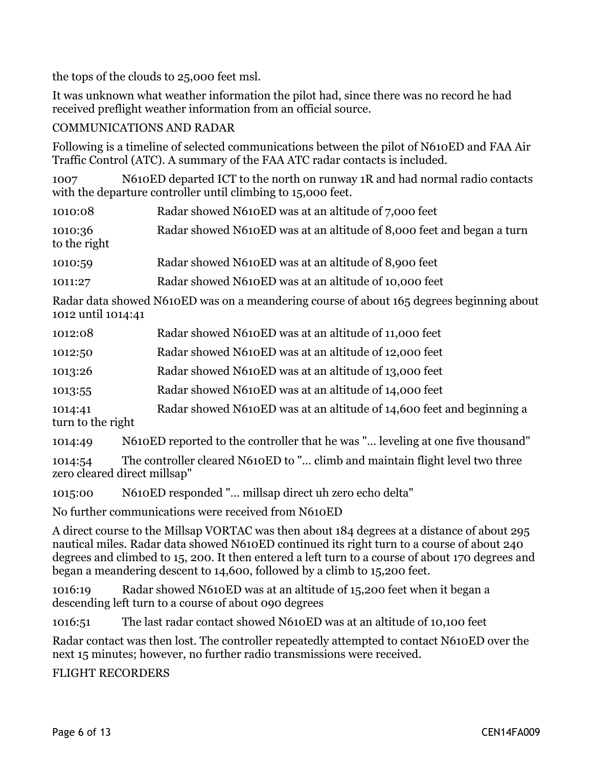the tops of the clouds to 25,000 feet msl.

It was unknown what weather information the pilot had, since there was no record he had received preflight weather information from an official source.

COMMUNICATIONS AND RADAR

Following is a timeline of selected communications between the pilot of N610ED and FAA Air Traffic Control (ATC). A summary of the FAA ATC radar contacts is included.

1007 N610ED departed ICT to the north on runway 1R and had normal radio contacts with the departure controller until climbing to 15,000 feet.

1010:08 Radar showed N610ED was at an altitude of 7,000 feet

1010:36 Radar showed N610ED was at an altitude of 8,000 feet and began a turn to the right

1010:59 Radar showed N610ED was at an altitude of 8,900 feet

1011:27 Radar showed N610ED was at an altitude of 10,000 feet

Radar data showed N610ED was on a meandering course of about 165 degrees beginning about 1012 until 1014:41

1012:08 Radar showed N610ED was at an altitude of 11,000 feet

1012:50 Radar showed N610ED was at an altitude of 12,000 feet

1013:26 Radar showed N610ED was at an altitude of 13,000 feet

1013:55 Radar showed N610ED was at an altitude of 14,000 feet

1014:41 Radar showed N610ED was at an altitude of 14,600 feet and beginning a turn to the right

1014:49 N610ED reported to the controller that he was "... leveling at one five thousand"

1014:54 The controller cleared N610ED to "... climb and maintain flight level two three zero cleared direct millsap"

1015:00 N610ED responded "... millsap direct uh zero echo delta"

No further communications were received from N610ED

A direct course to the Millsap VORTAC was then about 184 degrees at a distance of about 295 nautical miles. Radar data showed N610ED continued its right turn to a course of about 240 degrees and climbed to 15, 200. It then entered a left turn to a course of about 170 degrees and began a meandering descent to 14,600, followed by a climb to 15,200 feet.

1016:19 Radar showed N610ED was at an altitude of 15,200 feet when it began a descending left turn to a course of about 090 degrees

1016:51 The last radar contact showed N610ED was at an altitude of 10,100 feet

Radar contact was then lost. The controller repeatedly attempted to contact N610ED over the next 15 minutes; however, no further radio transmissions were received.

FLIGHT RECORDERS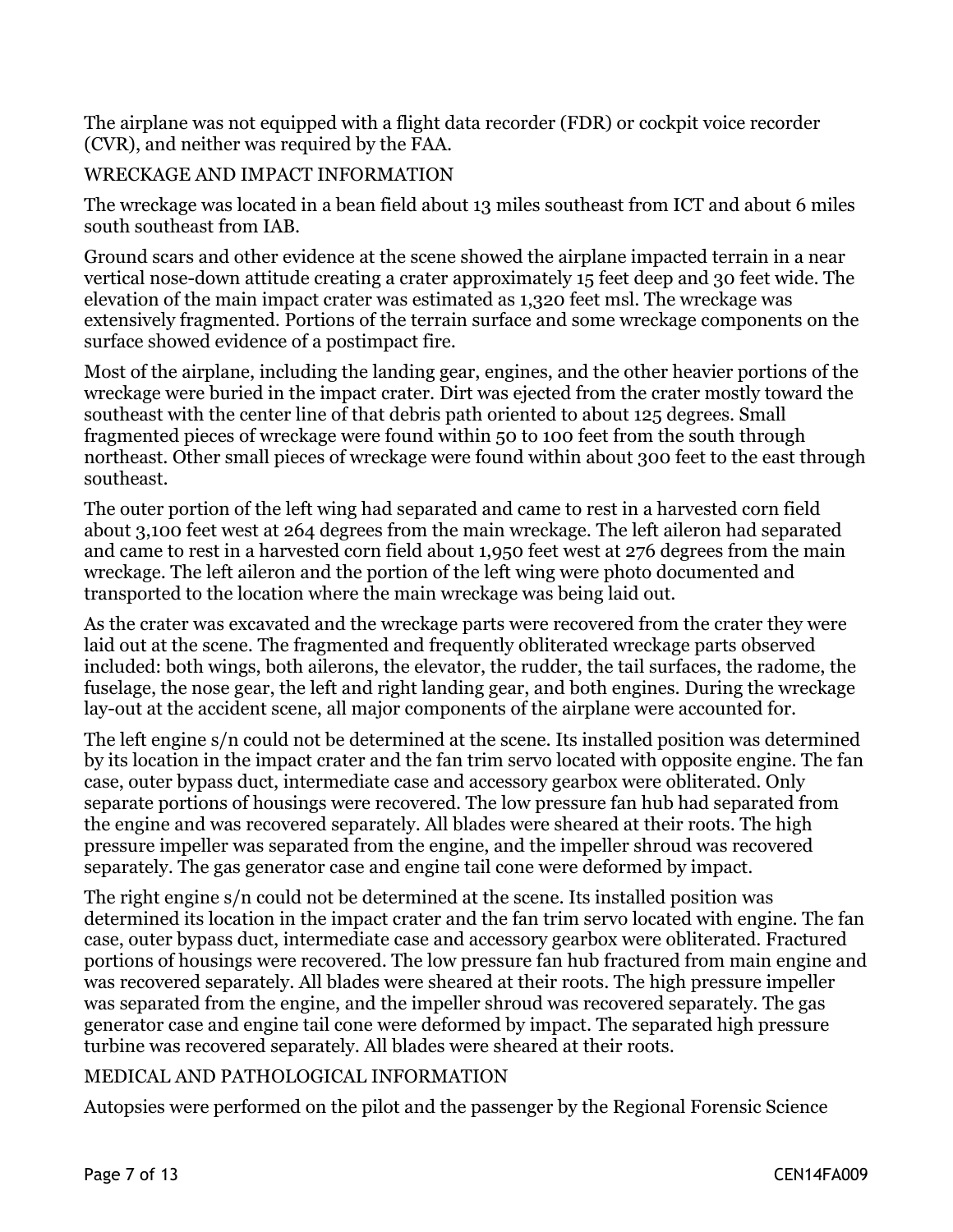The airplane was not equipped with a flight data recorder (FDR) or cockpit voice recorder (CVR), and neither was required by the FAA.

## WRECKAGE AND IMPACT INFORMATION

The wreckage was located in a bean field about 13 miles southeast from ICT and about 6 miles south southeast from IAB.

Ground scars and other evidence at the scene showed the airplane impacted terrain in a near vertical nose-down attitude creating a crater approximately 15 feet deep and 30 feet wide. The elevation of the main impact crater was estimated as 1,320 feet msl. The wreckage was extensively fragmented. Portions of the terrain surface and some wreckage components on the surface showed evidence of a postimpact fire.

Most of the airplane, including the landing gear, engines, and the other heavier portions of the wreckage were buried in the impact crater. Dirt was ejected from the crater mostly toward the southeast with the center line of that debris path oriented to about 125 degrees. Small fragmented pieces of wreckage were found within 50 to 100 feet from the south through northeast. Other small pieces of wreckage were found within about 300 feet to the east through southeast.

The outer portion of the left wing had separated and came to rest in a harvested corn field about 3,100 feet west at 264 degrees from the main wreckage. The left aileron had separated and came to rest in a harvested corn field about 1,950 feet west at 276 degrees from the main wreckage. The left aileron and the portion of the left wing were photo documented and transported to the location where the main wreckage was being laid out.

As the crater was excavated and the wreckage parts were recovered from the crater they were laid out at the scene. The fragmented and frequently obliterated wreckage parts observed included: both wings, both ailerons, the elevator, the rudder, the tail surfaces, the radome, the fuselage, the nose gear, the left and right landing gear, and both engines. During the wreckage lay-out at the accident scene, all major components of the airplane were accounted for.

The left engine s/n could not be determined at the scene. Its installed position was determined by its location in the impact crater and the fan trim servo located with opposite engine. The fan case, outer bypass duct, intermediate case and accessory gearbox were obliterated. Only separate portions of housings were recovered. The low pressure fan hub had separated from the engine and was recovered separately. All blades were sheared at their roots. The high pressure impeller was separated from the engine, and the impeller shroud was recovered separately. The gas generator case and engine tail cone were deformed by impact.

The right engine s/n could not be determined at the scene. Its installed position was determined its location in the impact crater and the fan trim servo located with engine. The fan case, outer bypass duct, intermediate case and accessory gearbox were obliterated. Fractured portions of housings were recovered. The low pressure fan hub fractured from main engine and was recovered separately. All blades were sheared at their roots. The high pressure impeller was separated from the engine, and the impeller shroud was recovered separately. The gas generator case and engine tail cone were deformed by impact. The separated high pressure turbine was recovered separately. All blades were sheared at their roots.

## MEDICAL AND PATHOLOGICAL INFORMATION

Autopsies were performed on the pilot and the passenger by the Regional Forensic Science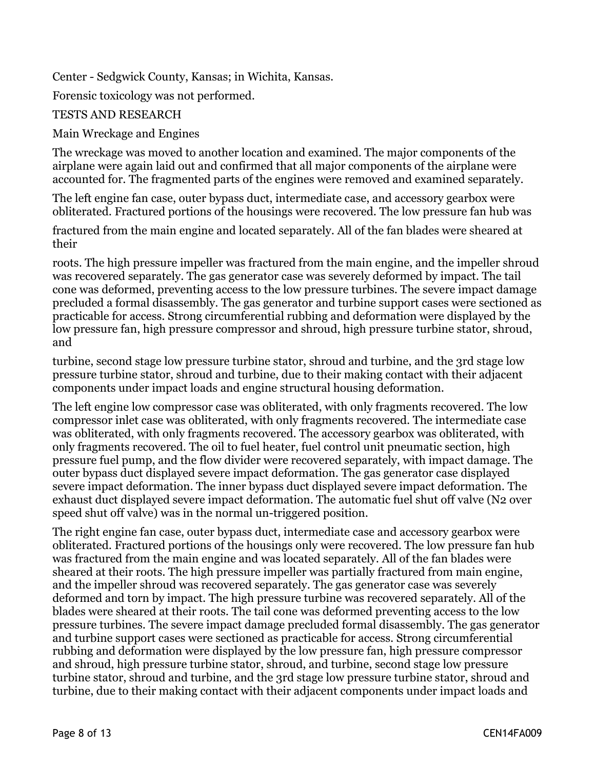Center - Sedgwick County, Kansas; in Wichita, Kansas.

Forensic toxicology was not performed.

TESTS AND RESEARCH

Main Wreckage and Engines

The wreckage was moved to another location and examined. The major components of the airplane were again laid out and confirmed that all major components of the airplane were accounted for. The fragmented parts of the engines were removed and examined separately.

The left engine fan case, outer bypass duct, intermediate case, and accessory gearbox were obliterated. Fractured portions of the housings were recovered. The low pressure fan hub was fractured from the main engine and located separately. All of the fan blades were sheared at their roots. The high pressure impeller was fractured from the main engine, and the impeller shroud was recovered separately. The gas generator case was severely deformed by impact. The tail cone was deformed, preventing access to the low pressure turbines. The severe impact damage precluded a formal disassembly. The gas generator and turbine support cases were sectioned as practicable for access. Strong circumferential rubbing and deformation were displayed by the low pressure fan, high pressure compressor and shroud, high pressure turbine stator, shroud, and turbine, second stage low pressure turbine stator, shroud and turbine, and the 3rd stage low pressure turbine stator, shroud and turbine, due to their making contact with their adjacent components under impact loads and engine structural housing deformation.

The left engine low compressor case was obliterated, with only fragments recovered. The low compressor inlet case was obliterated, with only fragments recovered. The intermediate case was obliterated, with only fragments recovered. The accessory gearbox was obliterated, with only fragments recovered. The oil to fuel heater, fuel control unit pneumatic section, high pressure fuel pump, and the flow divider were recovered separately, with impact damage. The outer bypass duct displayed severe impact deformation. The gas generator case displayed severe impact deformation. The inner bypass duct displayed severe impact deformation. The exhaust duct displayed severe impact deformation. The automatic fuel shut off valve (N2 over speed shut off valve) was in the normal un-triggered position.

The right engine fan case, outer bypass duct, intermediate case and accessory gearbox were obliterated. Fractured portions of the housings only were recovered. The low pressure fan hub was fractured from the main engine and was located separately. All of the fan blades were sheared at their roots. The high pressure impeller was partially fractured from main engine, and the impeller shroud was recovered separately. The gas generator case was severely deformed and torn by impact. The high pressure turbine was recovered separately. All of the blades were sheared at their roots. The tail cone was deformed preventing access to the low pressure turbines. The severe impact damage precluded formal disassembly. The gas generator and turbine support cases were sectioned as practicable for access. Strong circumferential rubbing and deformation were displayed by the low pressure fan, high pressure compressor and shroud, high pressure turbine stator, shroud, and turbine, second stage low pressure turbine stator, shroud and turbine, and the 3rd stage low pressure turbine stator, shroud and turbine, due to their making contact with their adjacent components under impact loads and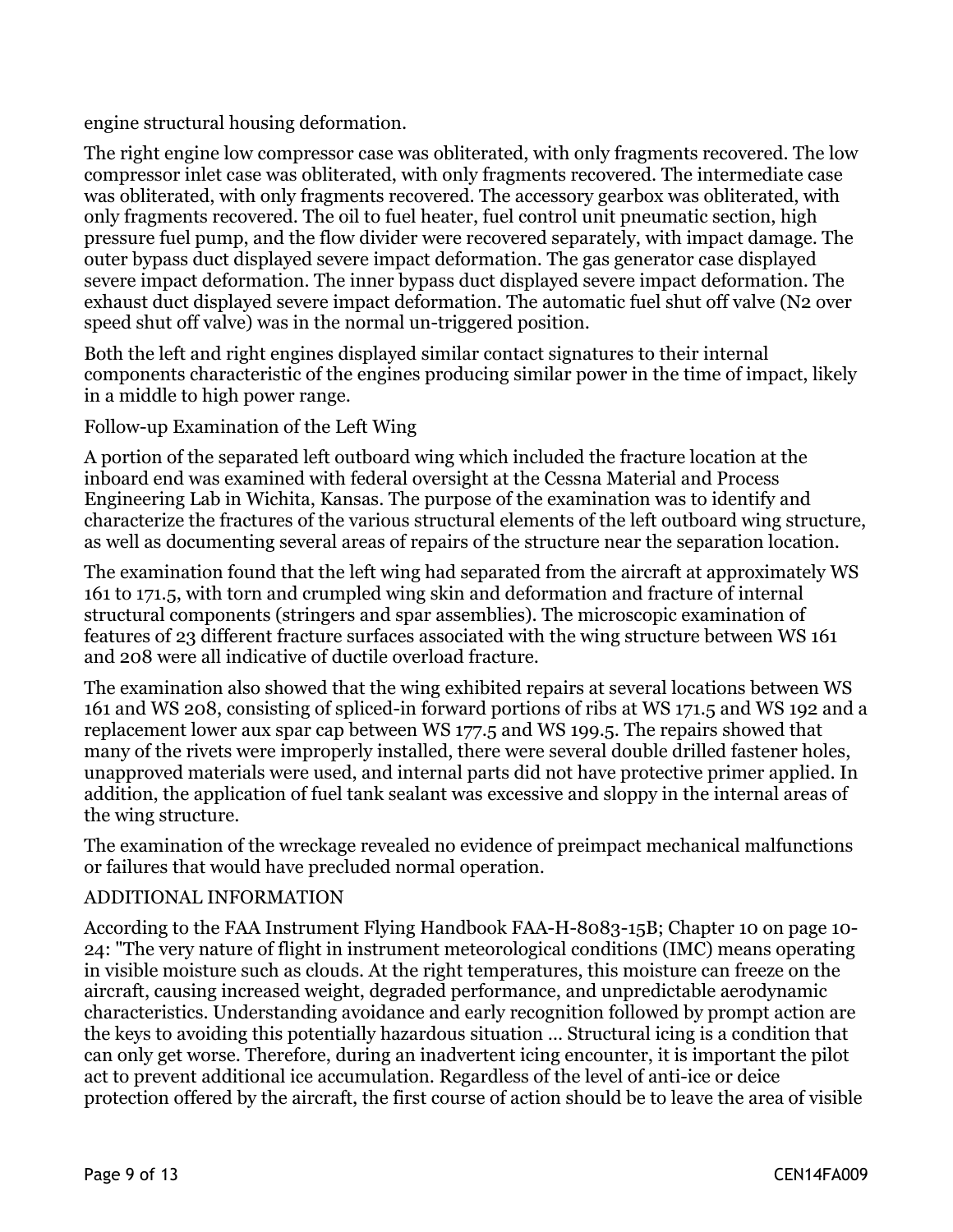engine structural housing deformation.

The right engine low compressor case was obliterated, with only fragments recovered. The low compressor inlet case was obliterated, with only fragments recovered. The intermediate case was obliterated, with only fragments recovered. The accessory gearbox was obliterated, with only fragments recovered. The oil to fuel heater, fuel control unit pneumatic section, high pressure fuel pump, and the flow divider were recovered separately, with impact damage. The outer bypass duct displayed severe impact deformation. The gas generator case displayed severe impact deformation. The inner bypass duct displayed severe impact deformation. The exhaust duct displayed severe impact deformation. The automatic fuel shut off valve (N2 over speed shut off valve) was in the normal un-triggered position.

Both the left and right engines displayed similar contact signatures to their internal components characteristic of the engines producing similar power in the time of impact, likely in a middle to high power range.

Follow-up Examination of the Left Wing

A portion of the separated left outboard wing which included the fracture location at the inboard end was examined with federal oversight at the Cessna Material and Process Engineering Lab in Wichita, Kansas. The purpose of the examination was to identify and characterize the fractures of the various structural elements of the left outboard wing structure, as well as documenting several areas of repairs of the structure near the separation location.

The examination found that the left wing had separated from the aircraft at approximately WS 161 to 171.5, with torn and crumpled wing skin and deformation and fracture of internal structural components (stringers and spar assemblies). The microscopic examination of features of 23 different fracture surfaces associated with the wing structure between WS 161 and 208 were all indicative of ductile overload fracture.

The examination also showed that the wing exhibited repairs at several locations between WS 161 and WS 208, consisting of spliced-in forward portions of ribs at WS 171.5 and WS 192 and a replacement lower aux spar cap between WS 177.5 and WS 199.5. The repairs showed that many of the rivets were improperly installed, there were several double drilled fastener holes, unapproved materials were used, and internal parts did not have protective primer applied. In addition, the application of fuel tank sealant was excessive and sloppy in the internal areas of the wing structure.

The examination of the wreckage revealed no evidence of preimpact mechanical malfunctions or failures that would have precluded normal operation.

ADDITIONAL INFORMATION

According to the FAA Instrument Flying Handbook FAA-H-8083-15B; Chapter 10 on page 10-24: "The very nature of flight in instrument meteorological conditions (IMC) means operating in visible moisture such as clouds. At the right temperatures, this moisture can freeze on the aircraft, causing increased weight, degraded performance, and unpredictable aerodynamic characteristics. Understanding avoidance and early recognition followed by prompt action are the keys to avoiding this potentially hazardous situation … Structural icing is a condition that can only get worse. Therefore, during an inadvertent icing encounter, it is important the pilot act to prevent additional ice accumulation. Regardless of the level of anti-ice or deice protection offered by the aircraft, the first course of action should be to leave the area of visible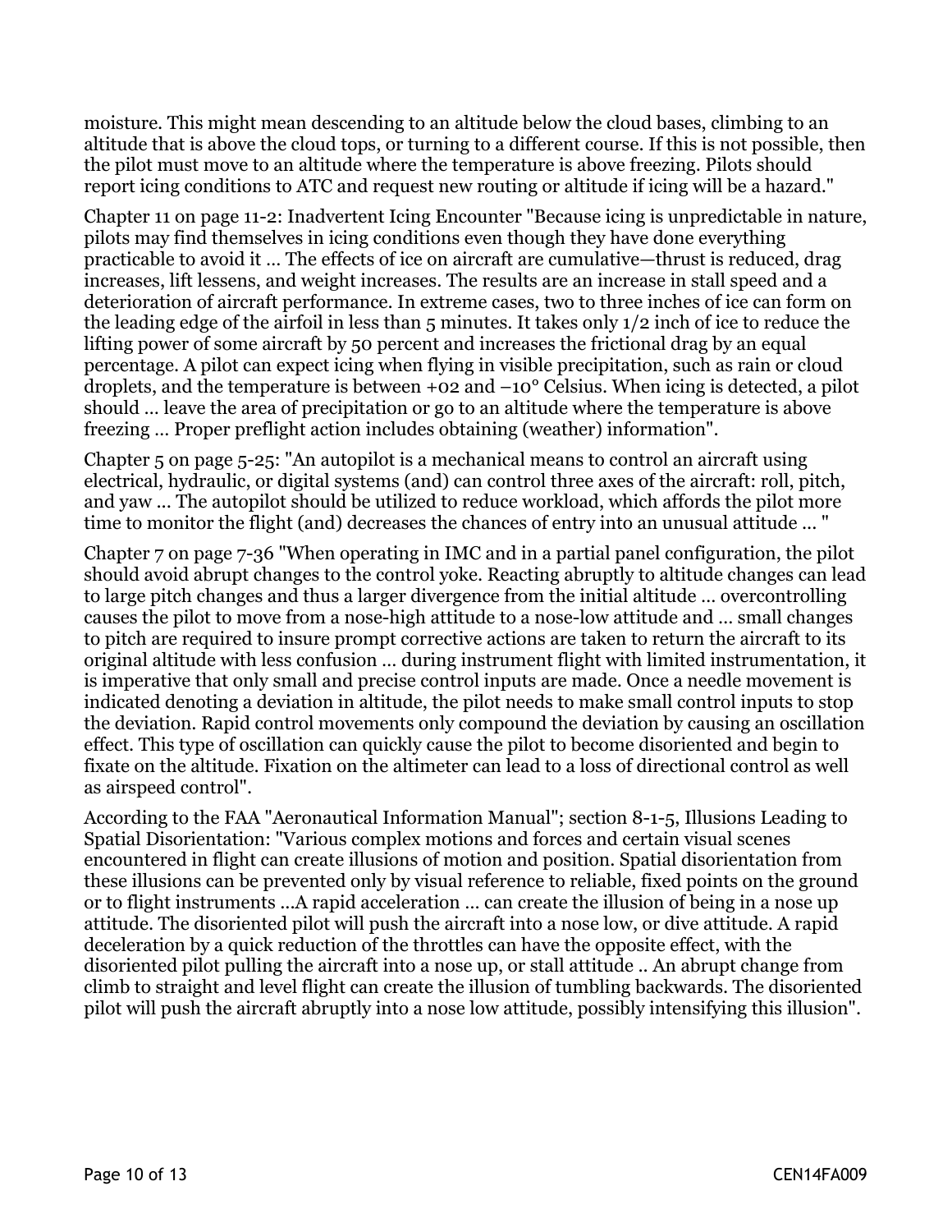moisture. This might mean descending to an altitude below the cloud bases, climbing to an altitude that is above the cloud tops, or turning to a different course. If this is not possible, then the pilot must move to an altitude where the temperature is above freezing. Pilots should report icing conditions to ATC and request new routing or altitude if icing will be a hazard."

Chapter 11 on page 11-2: Inadvertent Icing Encounter "Because icing is unpredictable in nature, pilots may find themselves in icing conditions even though they have done everything practicable to avoid it … The effects of ice on aircraft are cumulative—thrust is reduced, drag increases, lift lessens, and weight increases. The results are an increase in stall speed and a deterioration of aircraft performance. In extreme cases, two to three inches of ice can form on the leading edge of the airfoil in less than 5 minutes. It takes only 1/2 inch of ice to reduce the lifting power of some aircraft by 50 percent and increases the frictional drag by an equal percentage. A pilot can expect icing when flying in visible precipitation, such as rain or cloud droplets, and the temperature is between +02 and –10° Celsius. When icing is detected, a pilot should … leave the area of precipitation or go to an altitude where the temperature is above freezing … Proper preflight action includes obtaining (weather) information".

Chapter 5 on page 5-25: "An autopilot is a mechanical means to control an aircraft using electrical, hydraulic, or digital systems (and) can control three axes of the aircraft: roll, pitch, and yaw … The autopilot should be utilized to reduce workload, which affords the pilot more time to monitor the flight (and) decreases the chances of entry into an unusual attitude … "

Chapter 7 on page 7-36 "When operating in IMC and in a partial panel configuration, the pilot should avoid abrupt changes to the control yoke. Reacting abruptly to altitude changes can lead to large pitch changes and thus a larger divergence from the initial altitude … overcontrolling causes the pilot to move from a nose-high attitude to a nose-low attitude and … small changes to pitch are required to insure prompt corrective actions are taken to return the aircraft to its original altitude with less confusion … during instrument flight with limited instrumentation, it is imperative that only small and precise control inputs are made. Once a needle movement is indicated denoting a deviation in altitude, the pilot needs to make small control inputs to stop the deviation. Rapid control movements only compound the deviation by causing an oscillation effect. This type of oscillation can quickly cause the pilot to become disoriented and begin to fixate on the altitude. Fixation on the altimeter can lead to a loss of directional control as well as airspeed control".

According to the FAA "Aeronautical Information Manual"; section 8-1-5, Illusions Leading to Spatial Disorientation: "Various complex motions and forces and certain visual scenes encountered in flight can create illusions of motion and position. Spatial disorientation from these illusions can be prevented only by visual reference to reliable, fixed points on the ground or to flight instruments …A rapid acceleration … can create the illusion of being in a nose up attitude. The disoriented pilot will push the aircraft into a nose low, or dive attitude. A rapid deceleration by a quick reduction of the throttles can have the opposite effect, with the disoriented pilot pulling the aircraft into a nose up, or stall attitude .. An abrupt change from climb to straight and level flight can create the illusion of tumbling backwards. The disoriented pilot will push the aircraft abruptly into a nose low attitude, possibly intensifying this illusion".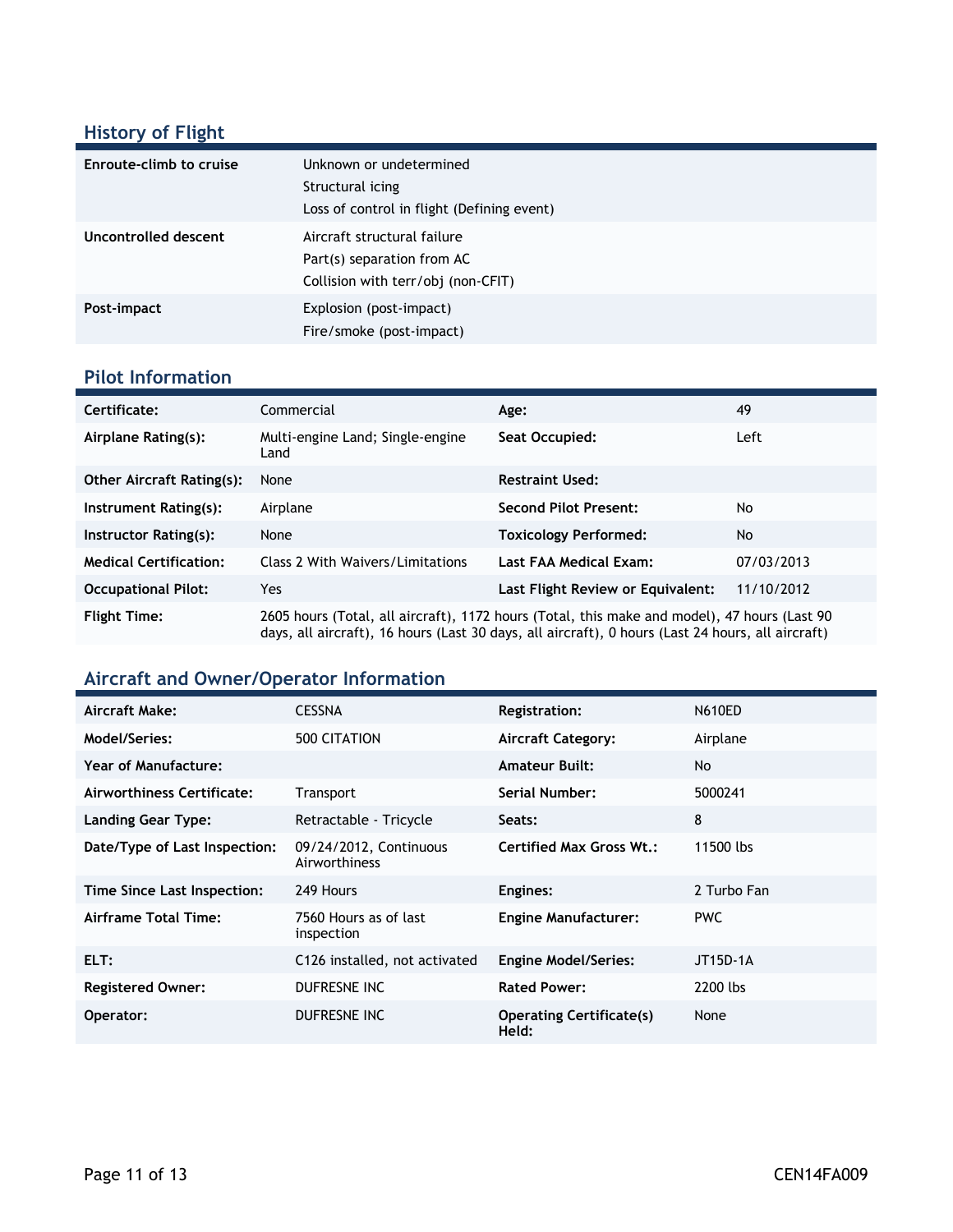## History of Flight

| | |
|---|---|
| Enroute-climb to cruise | Unknown or undetermined<br>Structural icing<br>Loss of control in flight (Defining event) |
| Uncontrolled descent | Aircraft structural failure<br>Part(s) separation from AC<br>Collision with terr/obj (non-CFIT) |
| Post-impact | Explosion (post-impact)<br>Fire/smoke (post-impact) |

## Pilot Information

| | | | |
|---|---|---|---|
| **Certificate:** | Commercial | **Age:** | 49 |
| **Airplane Rating(s):** | Multi-engine Land; Single-engine Land | **Seat Occupied:** | Left |
| **Other Aircraft Rating(s):** | None | **Restraint Used:** | |
| **Instrument Rating(s):** | Airplane | **Second Pilot Present:** | No |
| **Instructor Rating(s):** | None | **Toxicology Performed:** | No |
| **Medical Certification:** | Class 2 With Waivers/Limitations | **Last FAA Medical Exam:** | 07/03/2013 |
| **Occupational Pilot:** | Yes | **Last Flight Review or Equivalent:** | 11/10/2012 |
| **Flight Time:** | 2605 hours (Total, all aircraft), 1172 hours (Total, this make and model), 47 hours (Last 90 days, all aircraft), 16 hours (Last 30 days, all aircraft), 0 hours (Last 24 hours, all aircraft) | | |

## Aircraft and Owner/Operator Information

| | | | |
|---|---|---|---|
| **Aircraft Make:** | CESSNA | **Registration:** | N610ED |
| **Model/Series:** | 500 CITATION | **Aircraft Category:** | Airplane |
| **Year of Manufacture:** | | **Amateur Built:** | No |
| **Airworthiness Certificate:** | Transport | **Serial Number:** | 5000241 |
| **Landing Gear Type:** | Retractable - Tricycle | **Seats:** | 8 |
| **Date/Type of Last Inspection:** | 09/24/2012, Continuous Airworthiness | **Certified Max Gross Wt.:** | 11500 lbs |
| **Time Since Last Inspection:** | 249 Hours | **Engines:** | 2 Turbo Fan |
| **Airframe Total Time:** | 7560 Hours as of last inspection | **Engine Manufacturer:** | PWC |
| **ELT:** | C126 installed, not activated | **Engine Model/Series:** | JT15D-1A |
| **Registered Owner:** | DUFRESNE INC | **Rated Power:** | 2200 lbs |
| **Operator:** | DUFRESNE INC | **Operating Certificate(s) Held:** | None |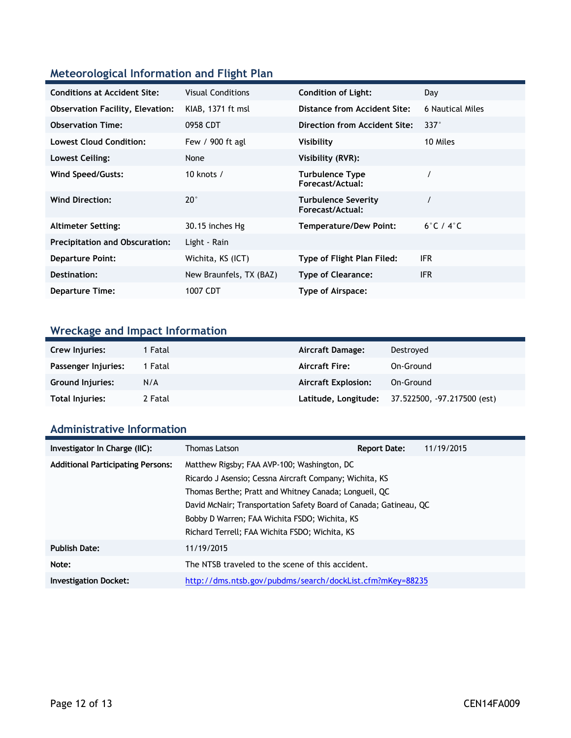## Meteorological Information and Flight Plan

| | | | |
|---|---|---|---|
| **Conditions at Accident Site:** | Visual Conditions | **Condition of Light:** | Day |
| **Observation Facility, Elevation:** | KIAB, 1371 ft msl | **Distance from Accident Site:** | 6 Nautical Miles |
| **Observation Time:** | 0958 CDT | **Direction from Accident Site:** | 337° |
| **Lowest Cloud Condition:** | Few / 900 ft agl | **Visibility** | 10 Miles |
| **Lowest Ceiling:** | None | **Visibility (RVR):** | |
| **Wind Speed/Gusts:** | 10 knots / | **Turbulence Type Forecast/Actual:** | / |
| **Wind Direction:** | 20° | **Turbulence Severity Forecast/Actual:** | / |
| **Altimeter Setting:** | 30.15 inches Hg | **Temperature/Dew Point:** | 6°C / 4°C |
| **Precipitation and Obscuration:** | Light - Rain | | |
| **Departure Point:** | Wichita, KS (ICT) | **Type of Flight Plan Filed:** | IFR |
| **Destination:** | New Braunfels, TX (BAZ) | **Type of Clearance:** | IFR |
| **Departure Time:** | 1007 CDT | **Type of Airspace:** | |

## Wreckage and Impact Information

| | | | |
|---|---|---|---|
| **Crew Injuries:** | 1 Fatal | **Aircraft Damage:** | Destroyed |
| **Passenger Injuries:** | 1 Fatal | **Aircraft Fire:** | On-Ground |
| **Ground Injuries:** | N/A | **Aircraft Explosion:** | On-Ground |
| **Total Injuries:** | 2 Fatal | **Latitude, Longitude:** | 37.522500, -97.217500 (est) |

## Administrative Information

| | | | |
|---|---|---|---|
| **Investigator In Charge (IIC):** | Thomas Latson | **Report Date:** | 11/19/2015 |
| **Additional Participating Persons:** | Matthew Rigsby; FAA AVP-100; Washington, DC<br>Ricardo J Asensio; Cessna Aircraft Company; Wichita, KS<br>Thomas Berthe; Pratt and Whitney Canada; Longueil, QC<br>David McNair; Transportation Safety Board of Canada; Gatineau, QC<br>Bobby D Warren; FAA Wichita FSDO; Wichita, KS<br>Richard Terrell; FAA Wichita FSDO; Wichita, KS | | |
| **Publish Date:** | 11/19/2015 | | |
| **Note:** | The NTSB traveled to the scene of this accident. | | |
| **Investigation Docket:** | http://dms.ntsb.gov/pubdms/search/dockList.cfm?mKey=88235 | | |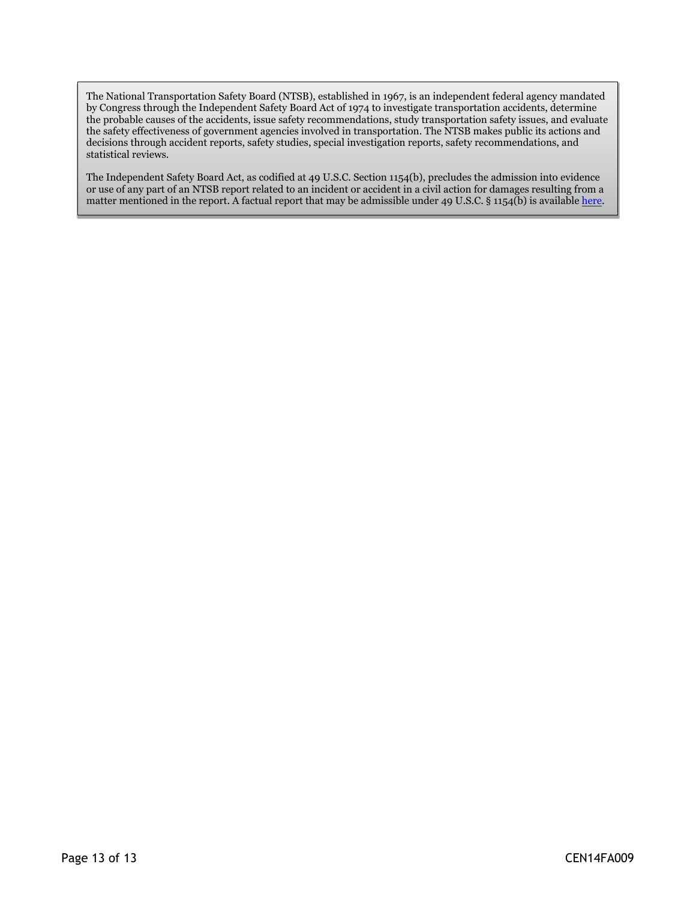The National Transportation Safety Board (NTSB), established in 1967, is an independent federal agency mandated by Congress through the Independent Safety Board Act of 1974 to investigate transportation accidents, determine the probable causes of the accidents, issue safety recommendations, study transportation safety issues, and evaluate the safety effectiveness of government agencies involved in transportation. The NTSB makes public its actions and decisions through accident reports, safety studies, special investigation reports, safety recommendations, and statistical reviews.

The Independent Safety Board Act, as codified at 49 U.S.C. Section 1154(b), precludes the admission into evidence or use of any part of an NTSB report related to an incident or accident in a civil action for damages resulting from a matter mentioned in the report. A factual report that may be admissible under 49 U.S.C. § 1154(b) is available here.